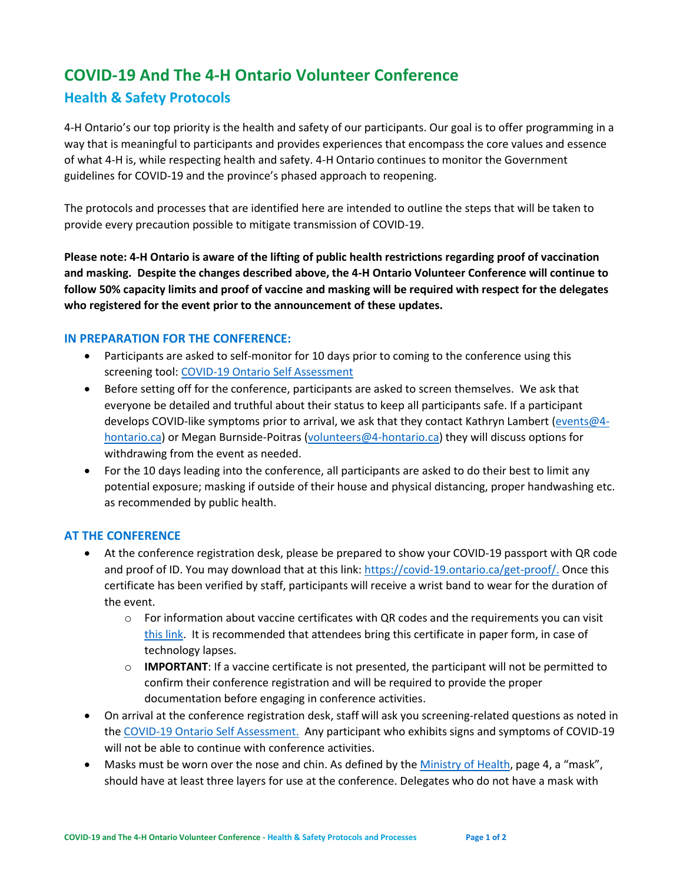# COVID-19 And The 4-H Ontario Volunteer Conference

## Health & Safety Protocols

4-H Ontario's our top priority is the health and safety of our participants. Our goal is to offer programming in a way that is meaningful to participants and provides experiences that encompass the core values and essence of what 4-H is, while respecting health and safety. 4-H Ontario continues to monitor the Government guidelines for COVID-19 and the province's phased approach to reopening.

The protocols and processes that are identified here are intended to outline the steps that will be taken to provide every precaution possible to mitigate transmission of COVID-19.

**Please note: 4-H Ontario is aware of the lifting of public health restrictions regarding proof of vaccination and masking. Despite the changes described above, the 4-H Ontario Volunteer Conference will continue to follow 50% capacity limits and proof of vaccine and masking will be required with respect for the delegates who registered for the event prior to the announcement of these updates.**

### IN PREPARATION FOR THE CONFERENCE:

- Participants are asked to self-monitor for 10 days prior to coming to the conference using this screening tool: COVID-19 Ontario Self Assessment
- Before setting off for the conference, participants are asked to screen themselves. We ask that everyone be detailed and truthful about their status to keep all participants safe. If a participant develops COVID-like symptoms prior to arrival, we ask that they contact Kathryn Lambert (events@4-hontario.ca) or Megan Burnside-Poitras (volunteers@4-hontario.ca) they will discuss options for withdrawing from the event as needed.
- For the 10 days leading into the conference, all participants are asked to do their best to limit any potential exposure; masking if outside of their house and physical distancing, proper handwashing etc. as recommended by public health.

### AT THE CONFERENCE

- At the conference registration desk, please be prepared to show your COVID-19 passport with QR code and proof of ID. You may download that at this link: https://covid-19.ontario.ca/get-proof/. Once this certificate has been verified by staff, participants will receive a wrist band to wear for the duration of the event.
  - For information about vaccine certificates with QR codes and the requirements you can visit this link. It is recommended that attendees bring this certificate in paper form, in case of technology lapses.
  - **IMPORTANT**: If a vaccine certificate is not presented, the participant will not be permitted to confirm their conference registration and will be required to provide the proper documentation before engaging in conference activities.
- On arrival at the conference registration desk, staff will ask you screening-related questions as noted in the COVID-19 Ontario Self Assessment. Any participant who exhibits signs and symptoms of COVID-19 will not be able to continue with conference activities.
- Masks must be worn over the nose and chin. As defined by the Ministry of Health, page 4, a "mask", should have at least three layers for use at the conference. Delegates who do not have a mask with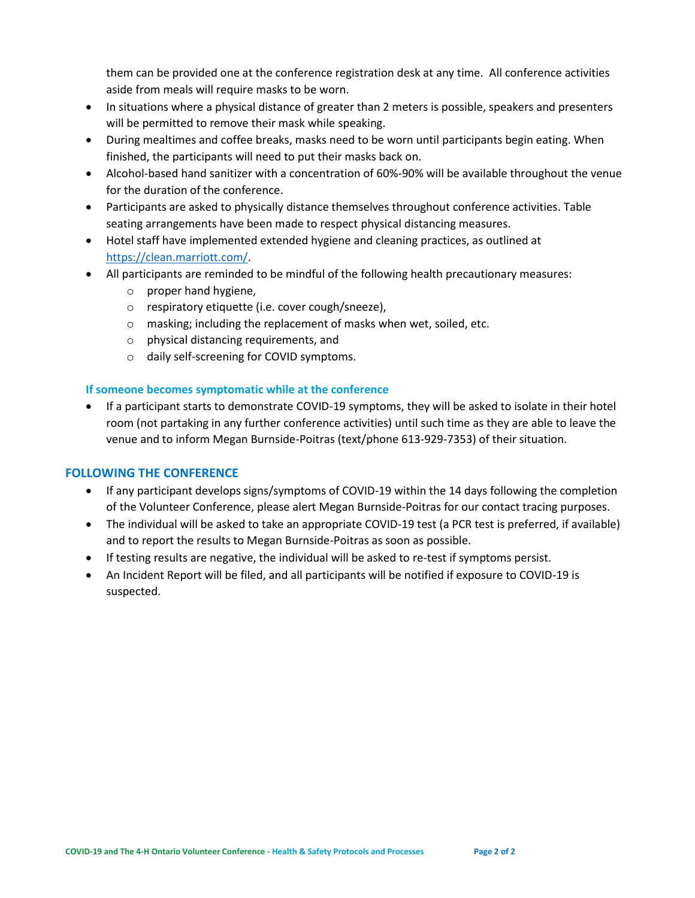them can be provided one at the conference registration desk at any time. All conference activities aside from meals will require masks to be worn.

- In situations where a physical distance of greater than 2 meters is possible, speakers and presenters will be permitted to remove their mask while speaking.
- During mealtimes and coffee breaks, masks need to be worn until participants begin eating. When finished, the participants will need to put their masks back on.
- Alcohol-based hand sanitizer with a concentration of 60%-90% will be available throughout the venue for the duration of the conference.
- Participants are asked to physically distance themselves throughout conference activities. Table seating arrangements have been made to respect physical distancing measures.
- Hotel staff have implemented extended hygiene and cleaning practices, as outlined at [https://clean.marriott.com/](https://clean.marriott.com/).
- All participants are reminded to be mindful of the following health precautionary measures:
    - proper hand hygiene,
    - respiratory etiquette (i.e. cover cough/sneeze),
    - masking; including the replacement of masks when wet, soiled, etc.
    - physical distancing requirements, and
    - daily self-screening for COVID symptoms.

### If someone becomes symptomatic while at the conference

- If a participant starts to demonstrate COVID-19 symptoms, they will be asked to isolate in their hotel room (not partaking in any further conference activities) until such time as they are able to leave the venue and to inform Megan Burnside-Poitras (text/phone 613-929-7353) of their situation.

## FOLLOWING THE CONFERENCE

- If any participant develops signs/symptoms of COVID-19 within the 14 days following the completion of the Volunteer Conference, please alert Megan Burnside-Poitras for our contact tracing purposes.
- The individual will be asked to take an appropriate COVID-19 test (a PCR test is preferred, if available) and to report the results to Megan Burnside-Poitras as soon as possible.
- If testing results are negative, the individual will be asked to re-test if symptoms persist.
- An Incident Report will be filed, and all participants will be notified if exposure to COVID-19 is suspected.